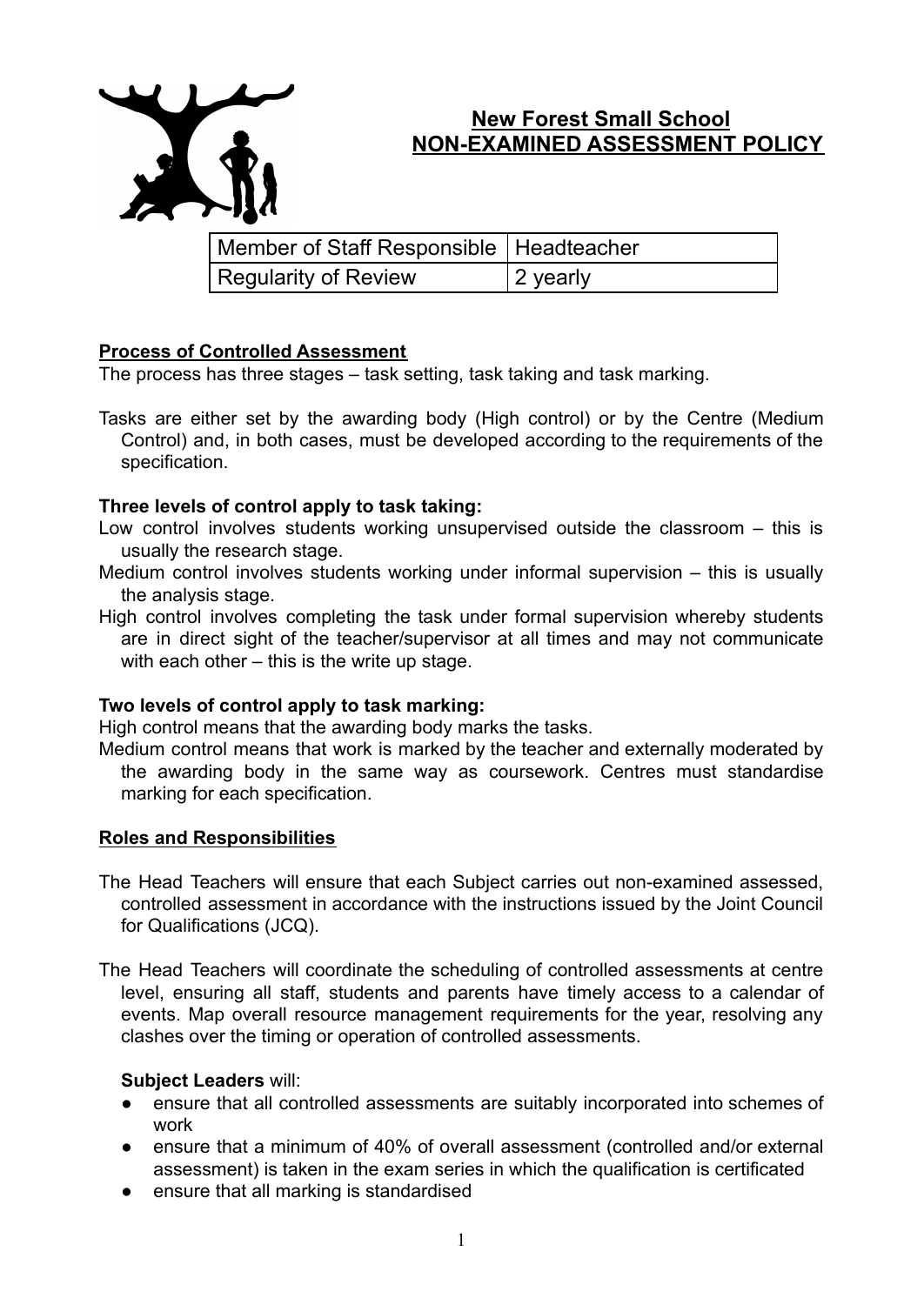# New Forest Small School
# NON-EXAMINED ASSESSMENT POLICY

| Member of Staff Responsible | Headteacher |
|---|---|
| Regularity of Review | 2 yearly |

## Process of Controlled Assessment

The process has three stages – task setting, task taking and task marking.

Tasks are either set by the awarding body (High control) or by the Centre (Medium Control) and, in both cases, must be developed according to the requirements of the specification.

### Three levels of control apply to task taking:

Low control involves students working unsupervised outside the classroom – this is usually the research stage.

Medium control involves students working under informal supervision – this is usually the analysis stage.

High control involves completing the task under formal supervision whereby students are in direct sight of the teacher/supervisor at all times and may not communicate with each other – this is the write up stage.

### Two levels of control apply to task marking:

High control means that the awarding body marks the tasks.

Medium control means that work is marked by the teacher and externally moderated by the awarding body in the same way as coursework. Centres must standardise marking for each specification.

## Roles and Responsibilities

The Head Teachers will ensure that each Subject carries out non-examined assessed, controlled assessment in accordance with the instructions issued by the Joint Council for Qualifications (JCQ).

The Head Teachers will coordinate the scheduling of controlled assessments at centre level, ensuring all staff, students and parents have timely access to a calendar of events. Map overall resource management requirements for the year, resolving any clashes over the timing or operation of controlled assessments.

**Subject Leaders** will:

- ensure that all controlled assessments are suitably incorporated into schemes of work
- ensure that a minimum of 40% of overall assessment (controlled and/or external assessment) is taken in the exam series in which the qualification is certificated
- ensure that all marking is standardised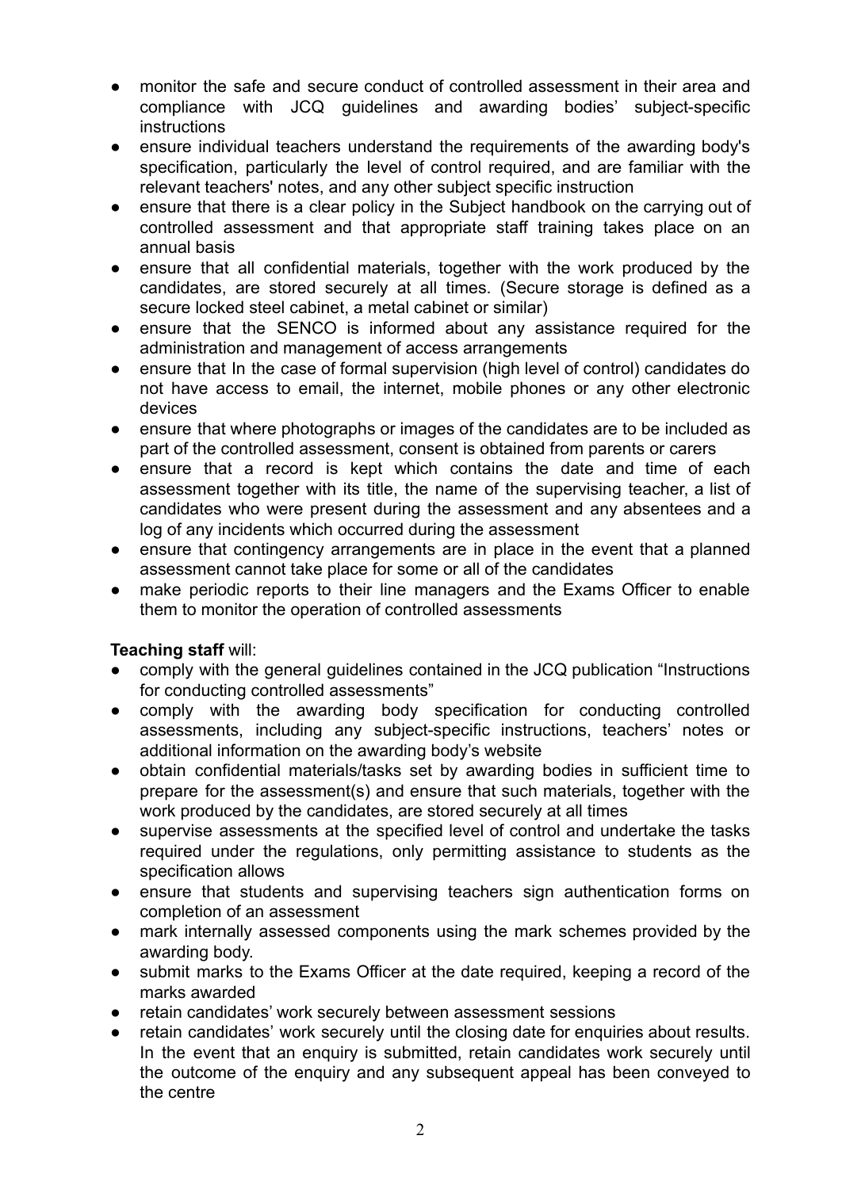- monitor the safe and secure conduct of controlled assessment in their area and compliance with JCQ guidelines and awarding bodies' subject-specific instructions
- ensure individual teachers understand the requirements of the awarding body's specification, particularly the level of control required, and are familiar with the relevant teachers' notes, and any other subject specific instruction
- ensure that there is a clear policy in the Subject handbook on the carrying out of controlled assessment and that appropriate staff training takes place on an annual basis
- ensure that all confidential materials, together with the work produced by the candidates, are stored securely at all times. (Secure storage is defined as a secure locked steel cabinet, a metal cabinet or similar)
- ensure that the SENCO is informed about any assistance required for the administration and management of access arrangements
- ensure that In the case of formal supervision (high level of control) candidates do not have access to email, the internet, mobile phones or any other electronic devices
- ensure that where photographs or images of the candidates are to be included as part of the controlled assessment, consent is obtained from parents or carers
- ensure that a record is kept which contains the date and time of each assessment together with its title, the name of the supervising teacher, a list of candidates who were present during the assessment and any absentees and a log of any incidents which occurred during the assessment
- ensure that contingency arrangements are in place in the event that a planned assessment cannot take place for some or all of the candidates
- make periodic reports to their line managers and the Exams Officer to enable them to monitor the operation of controlled assessments

**Teaching staff** will:

- comply with the general guidelines contained in the JCQ publication "Instructions for conducting controlled assessments"
- comply with the awarding body specification for conducting controlled assessments, including any subject-specific instructions, teachers' notes or additional information on the awarding body's website
- obtain confidential materials/tasks set by awarding bodies in sufficient time to prepare for the assessment(s) and ensure that such materials, together with the work produced by the candidates, are stored securely at all times
- supervise assessments at the specified level of control and undertake the tasks required under the regulations, only permitting assistance to students as the specification allows
- ensure that students and supervising teachers sign authentication forms on completion of an assessment
- mark internally assessed components using the mark schemes provided by the awarding body.
- submit marks to the Exams Officer at the date required, keeping a record of the marks awarded
- retain candidates' work securely between assessment sessions
- retain candidates' work securely until the closing date for enquiries about results. In the event that an enquiry is submitted, retain candidates work securely until the outcome of the enquiry and any subsequent appeal has been conveyed to the centre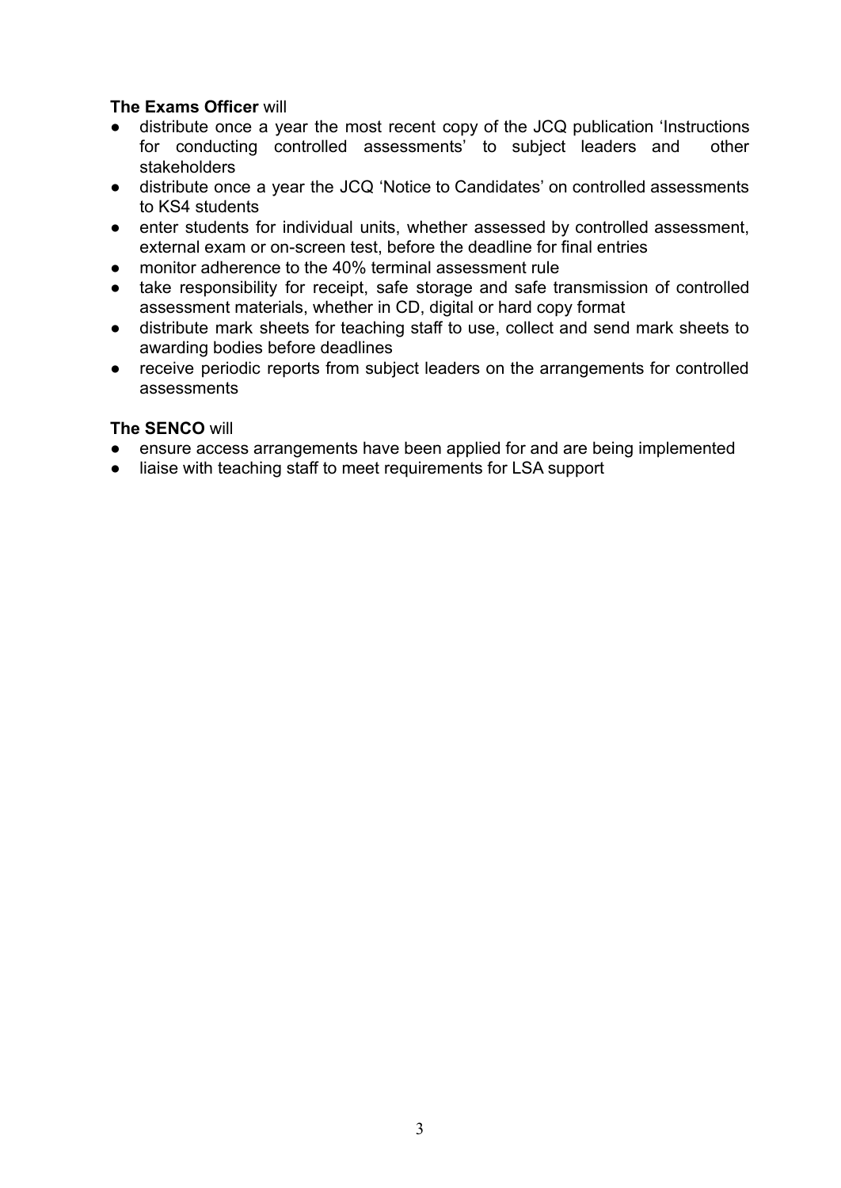**The Exams Officer** will

- distribute once a year the most recent copy of the JCQ publication 'Instructions for conducting controlled assessments' to subject leaders and other stakeholders
- distribute once a year the JCQ 'Notice to Candidates' on controlled assessments to KS4 students
- enter students for individual units, whether assessed by controlled assessment, external exam or on-screen test, before the deadline for final entries
- monitor adherence to the 40% terminal assessment rule
- take responsibility for receipt, safe storage and safe transmission of controlled assessment materials, whether in CD, digital or hard copy format
- distribute mark sheets for teaching staff to use, collect and send mark sheets to awarding bodies before deadlines
- receive periodic reports from subject leaders on the arrangements for controlled assessments

**The SENCO** will

- ensure access arrangements have been applied for and are being implemented
- liaise with teaching staff to meet requirements for LSA support